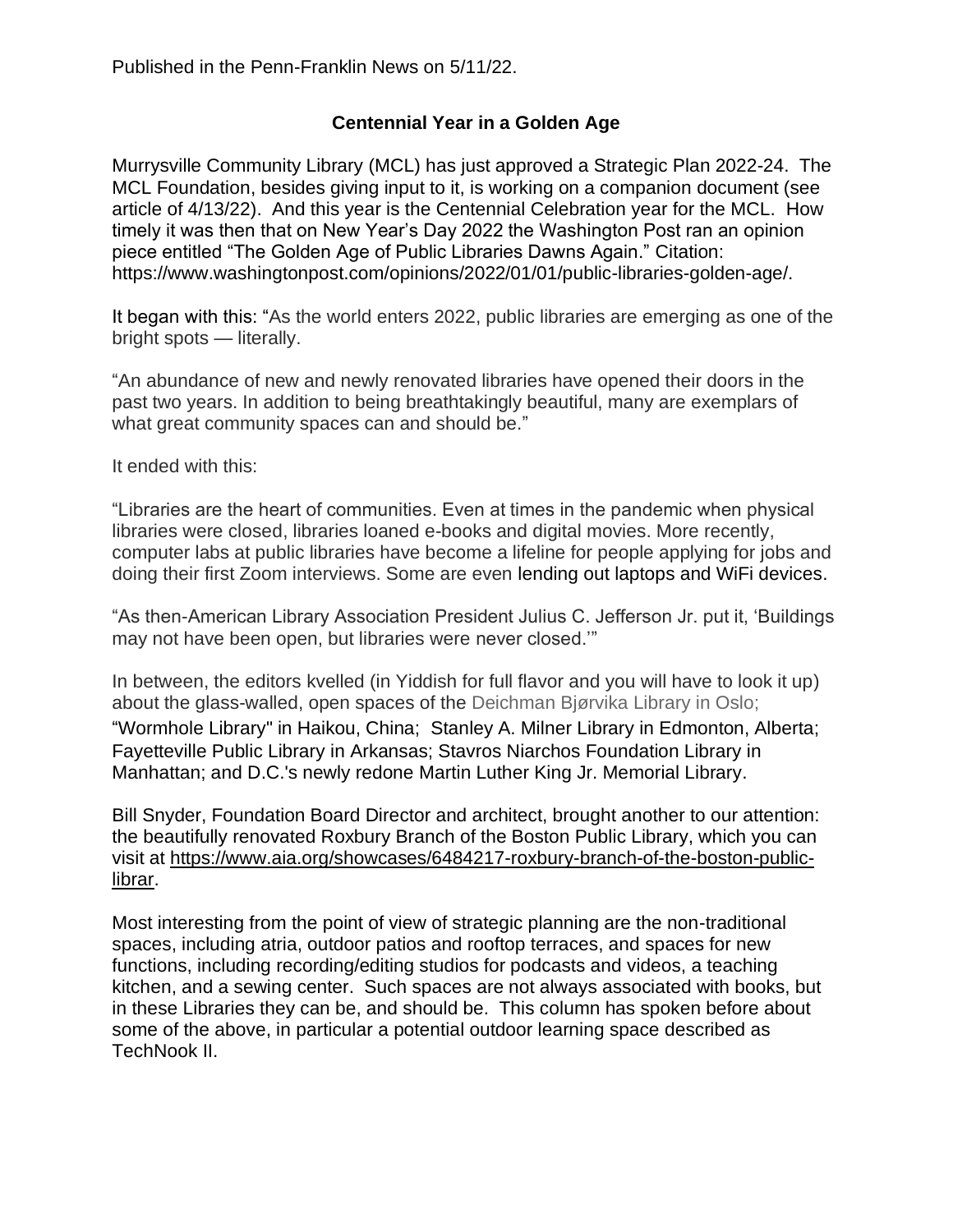Published in the Penn-Franklin News on 5/11/22.

## Centennial Year in a Golden Age

Murrysville Community Library (MCL) has just approved a Strategic Plan 2022-24. The MCL Foundation, besides giving input to it, is working on a companion document (see article of 4/13/22). And this year is the Centennial Celebration year for the MCL. How timely it was then that on New Year's Day 2022 the Washington Post ran an opinion piece entitled "The Golden Age of Public Libraries Dawns Again." Citation: https://www.washingtonpost.com/opinions/2022/01/01/public-libraries-golden-age/.

It began with this: "As the world enters 2022, public libraries are emerging as one of the bright spots — literally.

"An abundance of new and newly renovated libraries have opened their doors in the past two years. In addition to being breathtakingly beautiful, many are exemplars of what great community spaces can and should be."

It ended with this:

"Libraries are the heart of communities. Even at times in the pandemic when physical libraries were closed, libraries loaned e-books and digital movies. More recently, computer labs at public libraries have become a lifeline for people applying for jobs and doing their first Zoom interviews. Some are even lending out laptops and WiFi devices.

"As then-American Library Association President Julius C. Jefferson Jr. put it, 'Buildings may not have been open, but libraries were never closed.'"

In between, the editors kvelled (in Yiddish for full flavor and you will have to look it up) about the glass-walled, open spaces of the Deichman Bjørvika Library in Oslo; "Wormhole Library" in Haikou, China; Stanley A. Milner Library in Edmonton, Alberta; Fayetteville Public Library in Arkansas; Stavros Niarchos Foundation Library in Manhattan; and D.C.'s newly redone Martin Luther King Jr. Memorial Library.

Bill Snyder, Foundation Board Director and architect, brought another to our attention: the beautifully renovated Roxbury Branch of the Boston Public Library, which you can visit at https://www.aia.org/showcases/6484217-roxbury-branch-of-the-boston-public-librar.

Most interesting from the point of view of strategic planning are the non-traditional spaces, including atria, outdoor patios and rooftop terraces, and spaces for new functions, including recording/editing studios for podcasts and videos, a teaching kitchen, and a sewing center. Such spaces are not always associated with books, but in these Libraries they can be, and should be. This column has spoken before about some of the above, in particular a potential outdoor learning space described as TechNook II.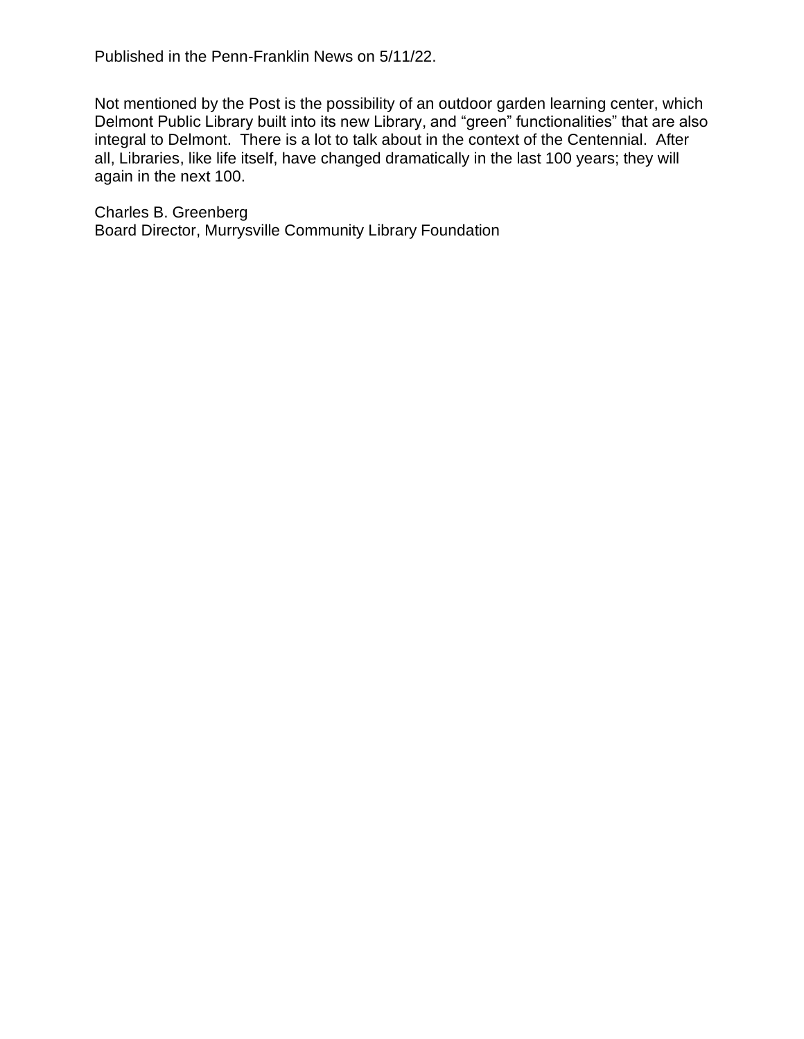Published in the Penn-Franklin News on 5/11/22.

Not mentioned by the Post is the possibility of an outdoor garden learning center, which Delmont Public Library built into its new Library, and “green” functionalities” that are also integral to Delmont. There is a lot to talk about in the context of the Centennial. After all, Libraries, like life itself, have changed dramatically in the last 100 years; they will again in the next 100.

Charles B. Greenberg
Board Director, Murrysville Community Library Foundation